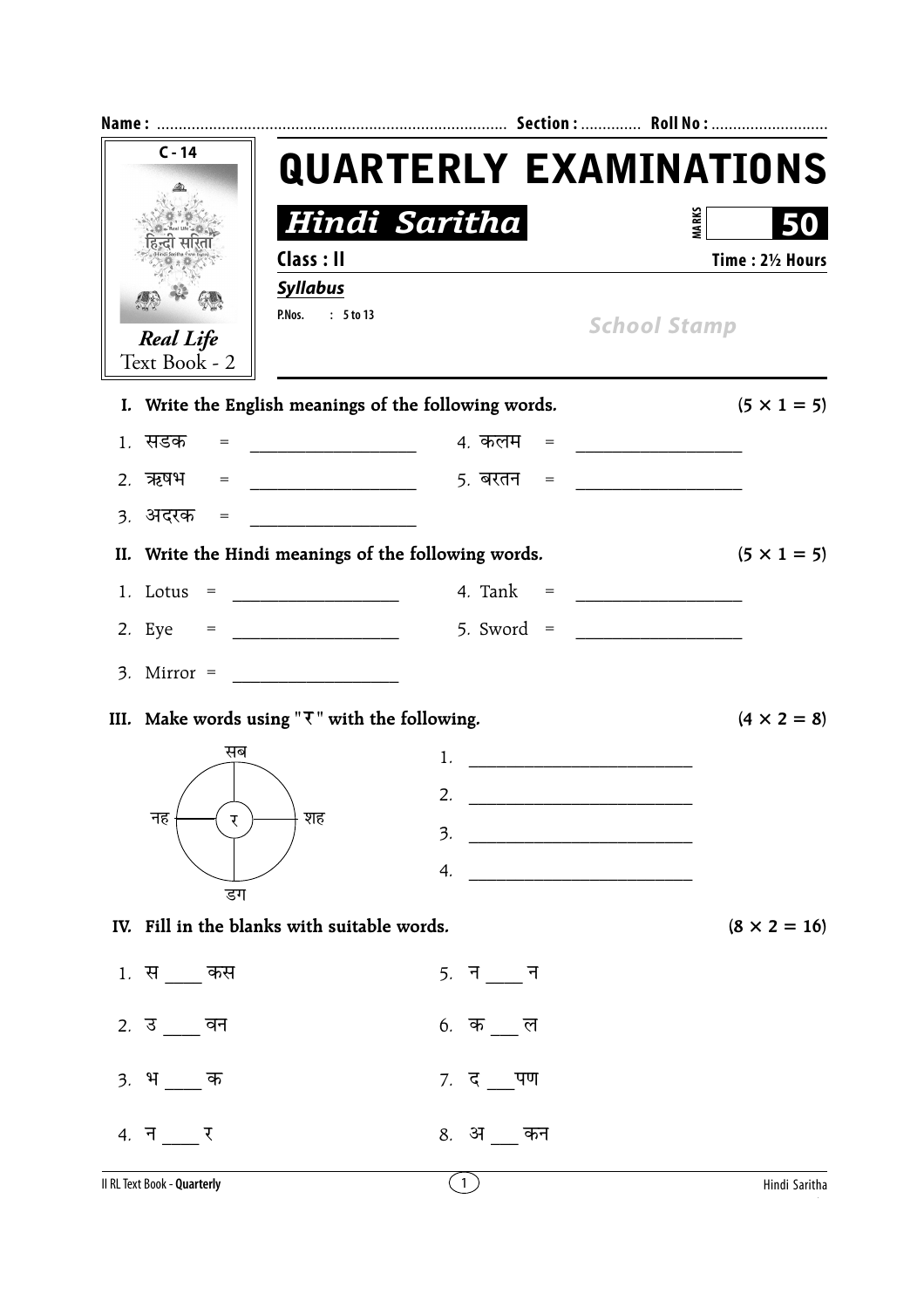Name : ................................................................................ Section : ............. Roll No : ..........................

C - 14

Real Life
Text Book - 2

# QUARTERLY EXAMINATIONS

## Hindi Saritha

MARKS **50**

**Class : II** **Time : 2½ Hours**

***Syllabus***

P.Nos. : 5 to 13

*School Stamp*

**I. Write the English meanings of the following words.** **(5 × 1 = 5)**

1. सडक = ____________________
2. ऋषभ = ____________________
3. अदरक = ____________________
4. कलम = ____________________
5. बरतन = ____________________

**II. Write the Hindi meanings of the following words.** **(5 × 1 = 5)**

1. Lotus = ____________________
2. Eye = ____________________
3. Mirror = ____________________
4. Tank = ____________________
5. Sword = ____________________

**III. Make words using "र" with the following.** **(4 × 2 = 8)**

(Centre: र — Around: सब, शह, डग, नह)

1. ____________________________
2. ____________________________
3. ____________________________
4. ____________________________

**IV. Fill in the blanks with suitable words.** **(8 × 2 = 16)**

1. स ____ कस
2. उ ____ वन
3. भ ____ क
4. न ____ र
5. न ____ न
6. क ___ ल
7. द ___पण
8. अ ___ कन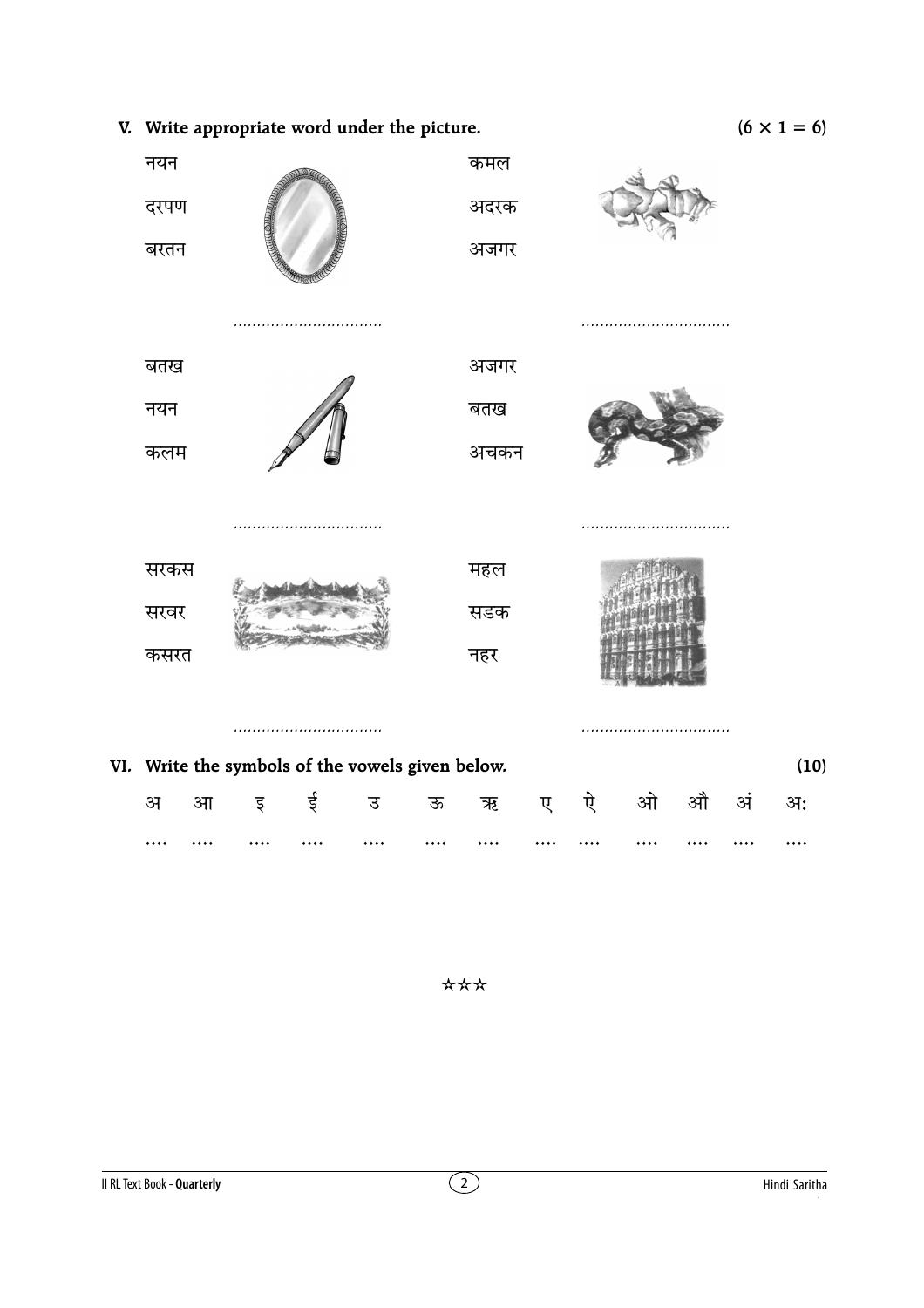**V. Write appropriate word under the picture.** **(6 × 1 = 6)**

नयन
दरपण
बरतन

................................

कमल
अदरक
अजगर

................................

बतख
नयन
कलम

................................

अजगर
बतख
अचकन

................................

सरकस
सरवर
कसरत

................................

महल
सडक
नहर

................................

**VI. Write the symbols of the vowels given below.** **(10)**

| अ | आ | इ | ई | उ | ऊ | ऋ | ए | ऐ | ओ | औ | अं | अः |
|---|---|---|---|---|---|---|---|---|---|---|---|---|
| .... | .... | .... | .... | .... | .... | .... | .... | .... | .... | .... | .... | .... |

☆☆☆